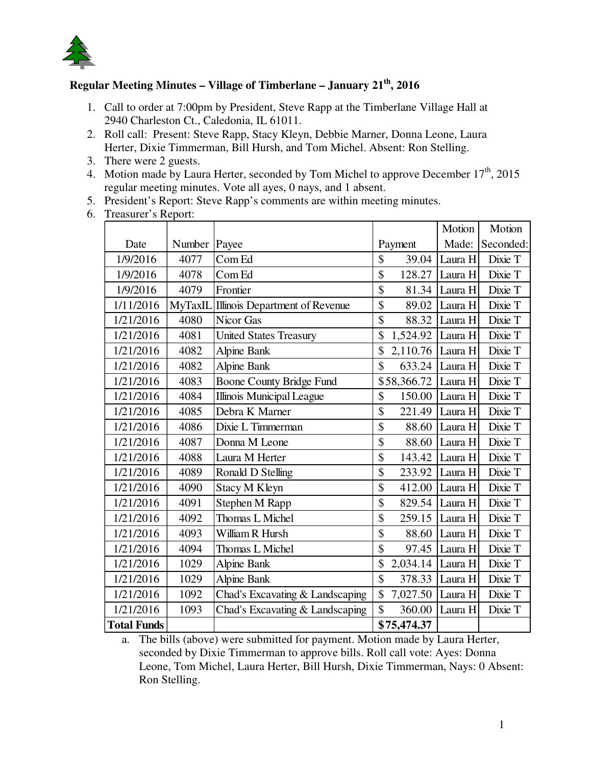**Regular Meeting Minutes – Village of Timberlane – January 21th, 2016**

1. Call to order at 7:00pm by President, Steve Rapp at the Timberlane Village Hall at 2940 Charleston Ct., Caledonia, IL 61011.
2. Roll call: Present: Steve Rapp, Stacy Kleyn, Debbie Marner, Donna Leone, Laura Herter, Dixie Timmerman, Bill Hursh, and Tom Michel. Absent: Ron Stelling.
3. There were 2 guests.
4. Motion made by Laura Herter, seconded by Tom Michel to approve December 17th, 2015 regular meeting minutes. Vote all ayes, 0 nays, and 1 absent.
5. President's Report: Steve Rapp's comments are within meeting minutes.
6. Treasurer's Report:

| Date | Number | Payee | Payment | Motion Made: | Motion Seconded: |
|---|---|---|---|---|---|
| 1/9/2016 | 4077 | Com Ed | $ 39.04 | Laura H | Dixie T |
| 1/9/2016 | 4078 | Com Ed | $ 128.27 | Laura H | Dixie T |
| 1/9/2016 | 4079 | Frontier | $ 81.34 | Laura H | Dixie T |
| 1/11/2016 | MyTaxIL | Illinois Department of Revenue | $ 89.02 | Laura H | Dixie T |
| 1/21/2016 | 4080 | Nicor Gas | $ 88.32 | Laura H | Dixie T |
| 1/21/2016 | 4081 | United States Treasury | $ 1,524.92 | Laura H | Dixie T |
| 1/21/2016 | 4082 | Alpine Bank | $ 2,110.76 | Laura H | Dixie T |
| 1/21/2016 | 4082 | Alpine Bank | $ 633.24 | Laura H | Dixie T |
| 1/21/2016 | 4083 | Boone County Bridge Fund | $58,366.72 | Laura H | Dixie T |
| 1/21/2016 | 4084 | Illinois Municipal League | $ 150.00 | Laura H | Dixie T |
| 1/21/2016 | 4085 | Debra K Marner | $ 221.49 | Laura H | Dixie T |
| 1/21/2016 | 4086 | Dixie L Timmerman | $ 88.60 | Laura H | Dixie T |
| 1/21/2016 | 4087 | Donna M Leone | $ 88.60 | Laura H | Dixie T |
| 1/21/2016 | 4088 | Laura M Herter | $ 143.42 | Laura H | Dixie T |
| 1/21/2016 | 4089 | Ronald D Stelling | $ 233.92 | Laura H | Dixie T |
| 1/21/2016 | 4090 | Stacy M Kleyn | $ 412.00 | Laura H | Dixie T |
| 1/21/2016 | 4091 | Stephen M Rapp | $ 829.54 | Laura H | Dixie T |
| 1/21/2016 | 4092 | Thomas L Michel | $ 259.15 | Laura H | Dixie T |
| 1/21/2016 | 4093 | William R Hursh | $ 88.60 | Laura H | Dixie T |
| 1/21/2016 | 4094 | Thomas L Michel | $ 97.45 | Laura H | Dixie T |
| 1/21/2016 | 1029 | Alpine Bank | $ 2,034.14 | Laura H | Dixie T |
| 1/21/2016 | 1029 | Alpine Bank | $ 378.33 | Laura H | Dixie T |
| 1/21/2016 | 1092 | Chad's Excavating & Landscaping | $ 7,027.50 | Laura H | Dixie T |
| 1/21/2016 | 1093 | Chad's Excavating & Landscaping | $ 360.00 | Laura H | Dixie T |
| **Total Funds** | | | **$75,474.37** | | |

   a. The bills (above) were submitted for payment. Motion made by Laura Herter, seconded by Dixie Timmerman to approve bills. Roll call vote: Ayes: Donna Leone, Tom Michel, Laura Herter, Bill Hursh, Dixie Timmerman, Nays: 0 Absent: Ron Stelling.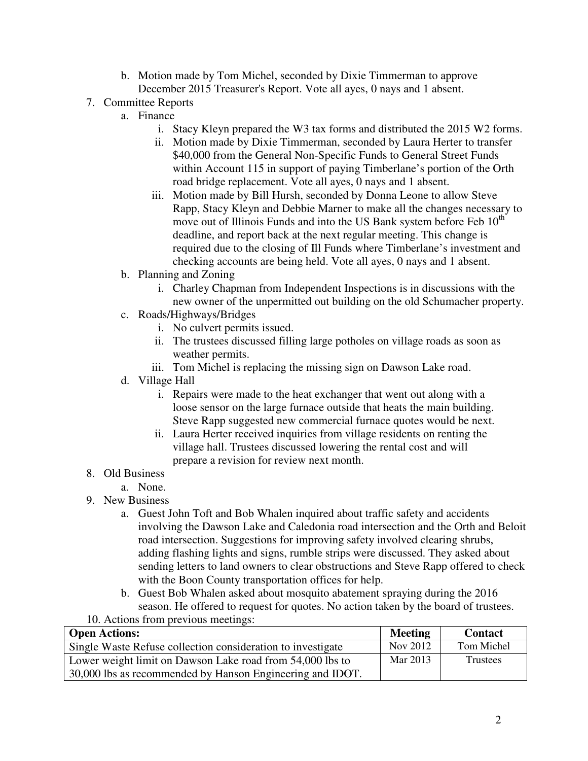b. Motion made by Tom Michel, seconded by Dixie Timmerman to approve December 2015 Treasurer's Report. Vote all ayes, 0 nays and 1 absent.

7. Committee Reports
   a. Finance
      i. Stacy Kleyn prepared the W3 tax forms and distributed the 2015 W2 forms.
      ii. Motion made by Dixie Timmerman, seconded by Laura Herter to transfer \$40,000 from the General Non-Specific Funds to General Street Funds within Account 115 in support of paying Timberlane's portion of the Orth road bridge replacement. Vote all ayes, 0 nays and 1 absent.
      iii. Motion made by Bill Hursh, seconded by Donna Leone to allow Steve Rapp, Stacy Kleyn and Debbie Marner to make all the changes necessary to move out of Illinois Funds and into the US Bank system before Feb 10th deadline, and report back at the next regular meeting. This change is required due to the closing of Ill Funds where Timberlane's investment and checking accounts are being held. Vote all ayes, 0 nays and 1 absent.
   b. Planning and Zoning
      i. Charley Chapman from Independent Inspections is in discussions with the new owner of the unpermitted out building on the old Schumacher property.
   c. Roads/Highways/Bridges
      i. No culvert permits issued.
      ii. The trustees discussed filling large potholes on village roads as soon as weather permits.
      iii. Tom Michel is replacing the missing sign on Dawson Lake road.
   d. Village Hall
      i. Repairs were made to the heat exchanger that went out along with a loose sensor on the large furnace outside that heats the main building. Steve Rapp suggested new commercial furnace quotes would be next.
      ii. Laura Herter received inquiries from village residents on renting the village hall. Trustees discussed lowering the rental cost and will prepare a revision for review next month.

8. Old Business
   a. None.

9. New Business
   a. Guest John Toft and Bob Whalen inquired about traffic safety and accidents involving the Dawson Lake and Caledonia road intersection and the Orth and Beloit road intersection. Suggestions for improving safety involved clearing shrubs, adding flashing lights and signs, rumble strips were discussed. They asked about sending letters to land owners to clear obstructions and Steve Rapp offered to check with the Boon County transportation offices for help.
   b. Guest Bob Whalen asked about mosquito abatement spraying during the 2016 season. He offered to request for quotes. No action taken by the board of trustees.

10. Actions from previous meetings:

| Open Actions: | Meeting | Contact |
|---|---|---|
| Single Waste Refuse collection consideration to investigate | Nov 2012 | Tom Michel |
| Lower weight limit on Dawson Lake road from 54,000 lbs to 30,000 lbs as recommended by Hanson Engineering and IDOT. | Mar 2013 | Trustees |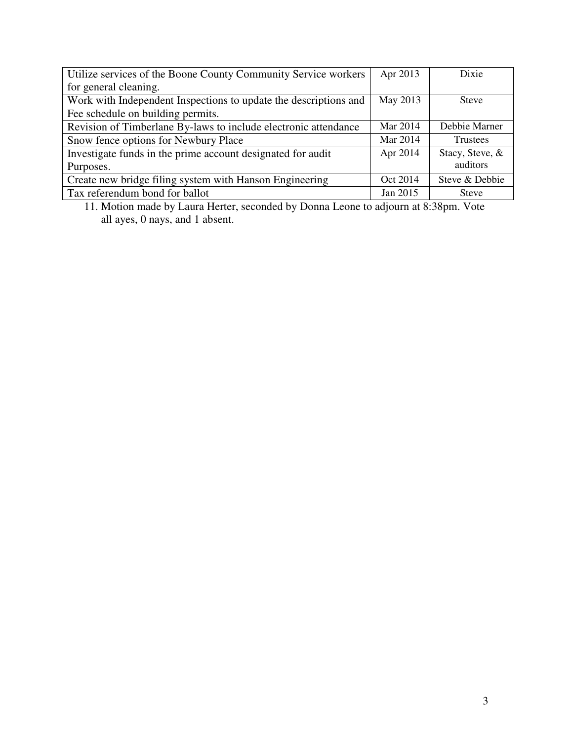| | | |
|---|---|---|
| Utilize services of the Boone County Community Service workers for general cleaning. | Apr 2013 | Dixie |
| Work with Independent Inspections to update the descriptions and Fee schedule on building permits. | May 2013 | Steve |
| Revision of Timberlane By-laws to include electronic attendance | Mar 2014 | Debbie Marner |
| Snow fence options for Newbury Place | Mar 2014 | Trustees |
| Investigate funds in the prime account designated for audit Purposes. | Apr 2014 | Stacy, Steve, & auditors |
| Create new bridge filing system with Hanson Engineering | Oct 2014 | Steve & Debbie |
| Tax referendum bond for ballot | Jan 2015 | Steve |

11. Motion made by Laura Herter, seconded by Donna Leone to adjourn at 8:38pm. Vote all ayes, 0 nays, and 1 absent.